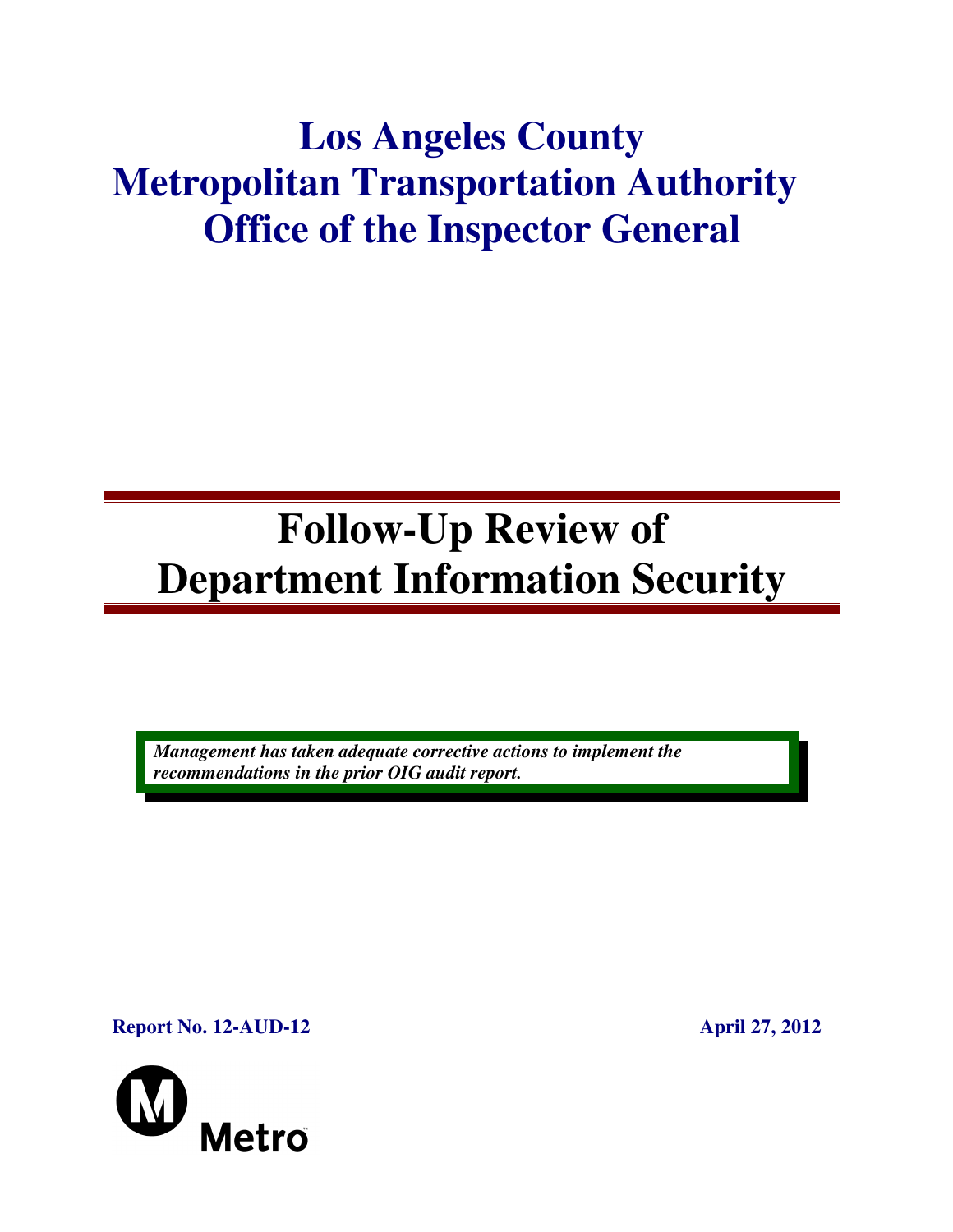# Los Angeles County Metropolitan Transportation Authority Office of the Inspector General

# Follow-Up Review of Department Information Security

***Management has taken adequate corrective actions to implement the recommendations in the prior OIG audit report.***

**Report No. 12-AUD-12**

**April 27, 2012**

Metro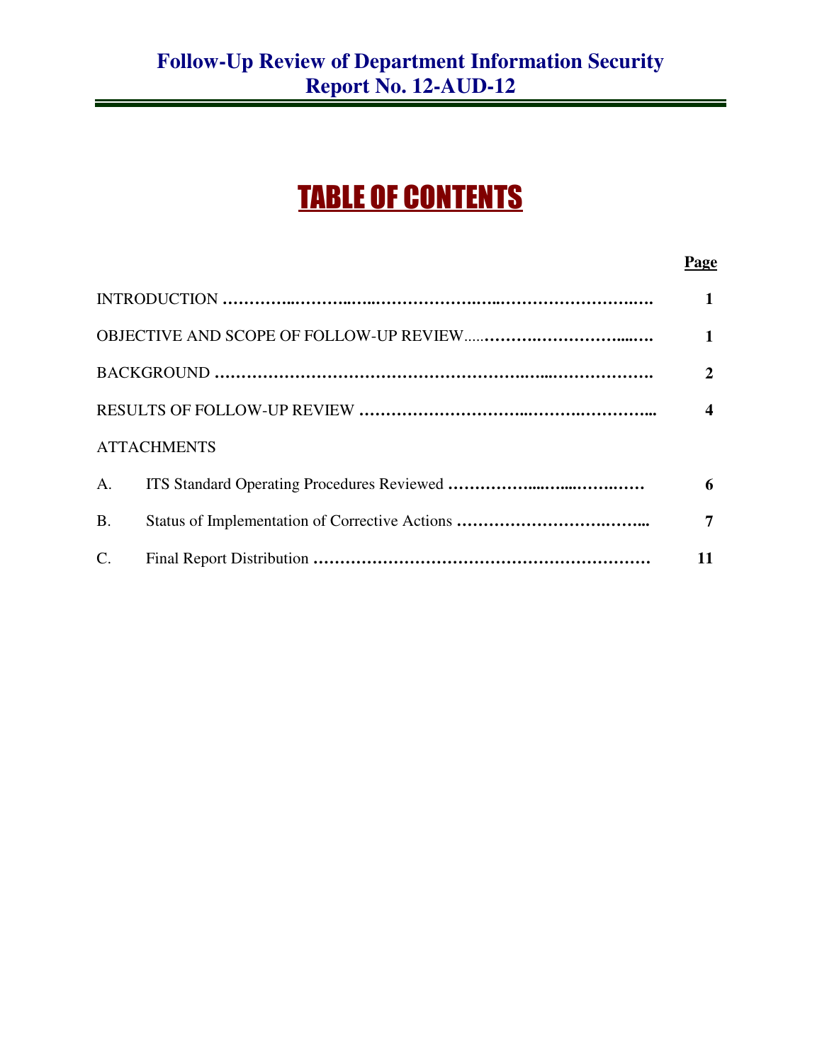# Follow-Up Review of Department Information Security Report No. 12-AUD-12

## TABLE OF CONTENTS

| | Page |
|---|---|
| INTRODUCTION | 1 |
| OBJECTIVE AND SCOPE OF FOLLOW-UP REVIEW | 1 |
| BACKGROUND | 2 |
| RESULTS OF FOLLOW-UP REVIEW | 4 |
| ATTACHMENTS | |
| A. ITS Standard Operating Procedures Reviewed | 6 |
| B. Status of Implementation of Corrective Actions | 7 |
| C. Final Report Distribution | 11 |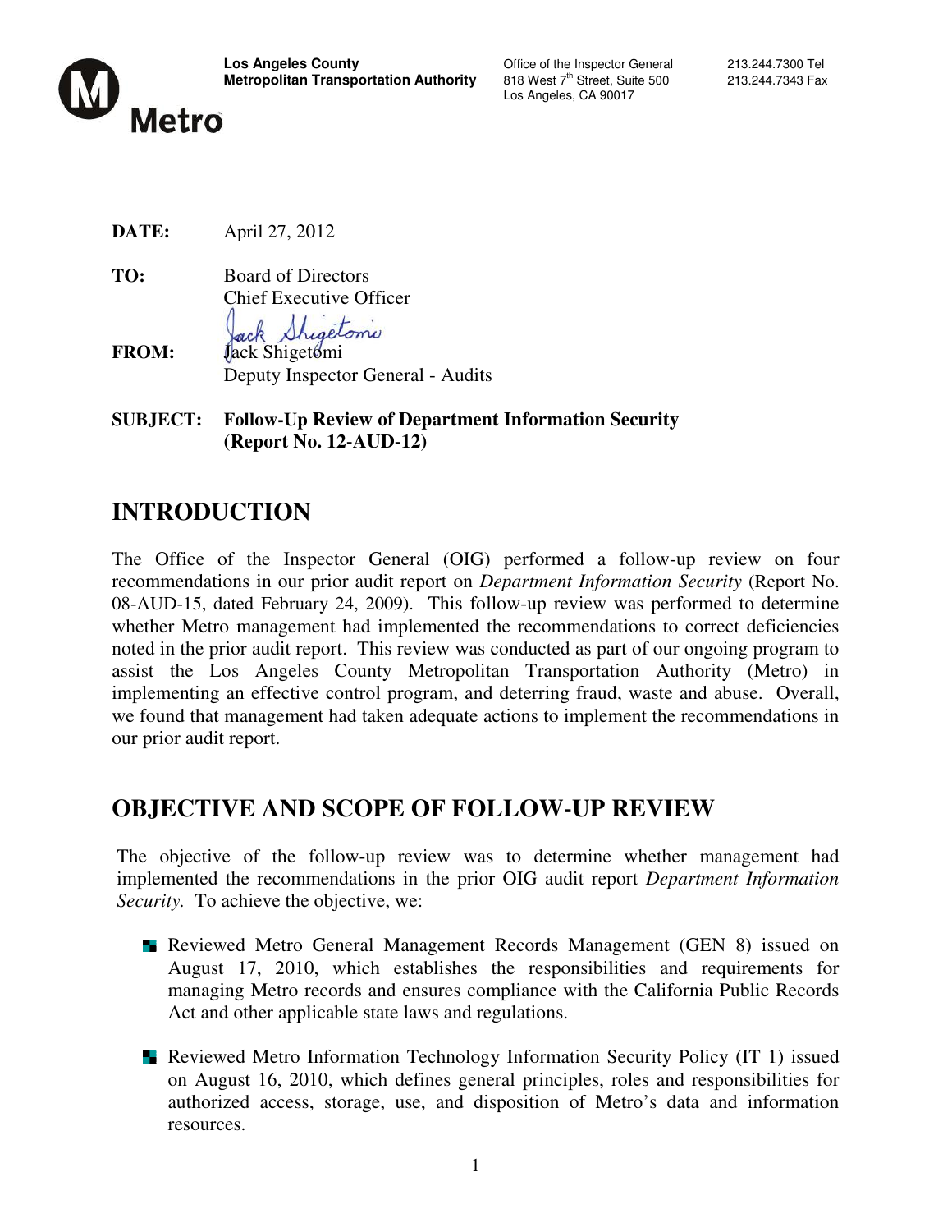**Los Angeles County**
**Metropolitan Transportation Authority**

Office of the Inspector General
818 West 7th Street, Suite 500
Los Angeles, CA 90017

213.244.7300 Tel
213.244.7343 Fax

Metro

**DATE:** April 27, 2012

**TO:** Board of Directors
Chief Executive Officer

**FROM:** Jack Shigetomi
Deputy Inspector General - Audits

**SUBJECT: Follow-Up Review of Department Information Security (Report No. 12-AUD-12)**

# INTRODUCTION

The Office of the Inspector General (OIG) performed a follow-up review on four recommendations in our prior audit report on *Department Information Security* (Report No. 08-AUD-15, dated February 24, 2009). This follow-up review was performed to determine whether Metro management had implemented the recommendations to correct deficiencies noted in the prior audit report. This review was conducted as part of our ongoing program to assist the Los Angeles County Metropolitan Transportation Authority (Metro) in implementing an effective control program, and deterring fraud, waste and abuse. Overall, we found that management had taken adequate actions to implement the recommendations in our prior audit report.

# OBJECTIVE AND SCOPE OF FOLLOW-UP REVIEW

The objective of the follow-up review was to determine whether management had implemented the recommendations in the prior OIG audit report *Department Information Security.* To achieve the objective, we:

- Reviewed Metro General Management Records Management (GEN 8) issued on August 17, 2010, which establishes the responsibilities and requirements for managing Metro records and ensures compliance with the California Public Records Act and other applicable state laws and regulations.
- Reviewed Metro Information Technology Information Security Policy (IT 1) issued on August 16, 2010, which defines general principles, roles and responsibilities for authorized access, storage, use, and disposition of Metro's data and information resources.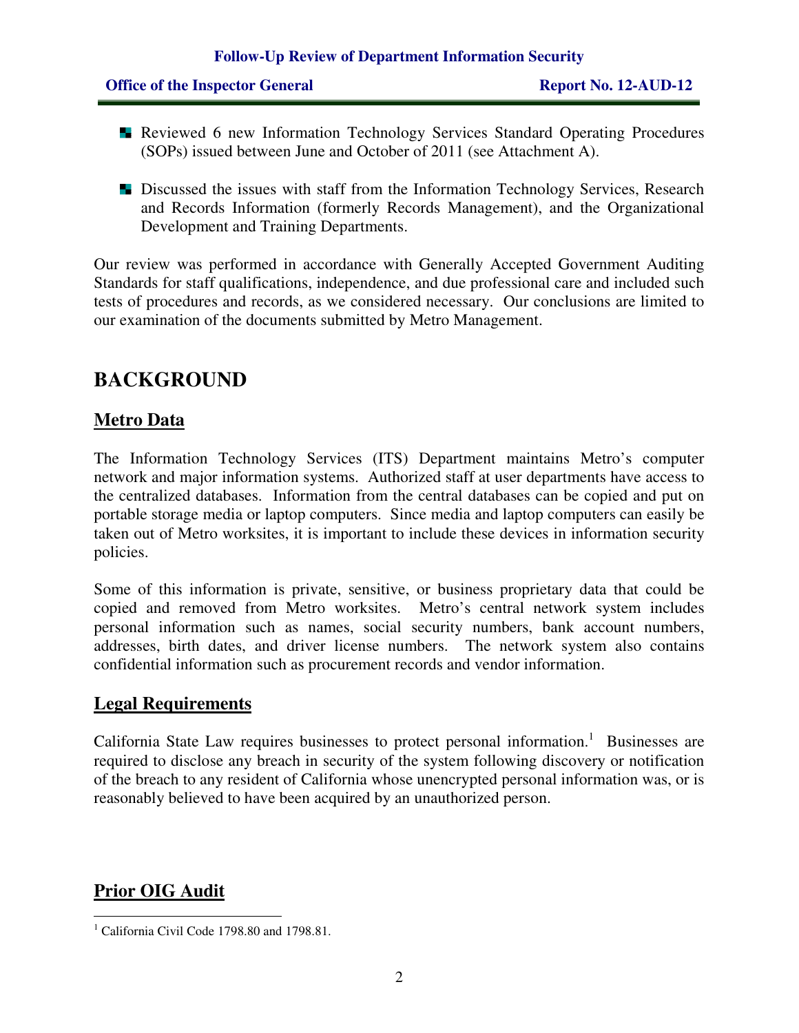- Reviewed 6 new Information Technology Services Standard Operating Procedures (SOPs) issued between June and October of 2011 (see Attachment A).

- Discussed the issues with staff from the Information Technology Services, Research and Records Information (formerly Records Management), and the Organizational Development and Training Departments.

Our review was performed in accordance with Generally Accepted Government Auditing Standards for staff qualifications, independence, and due professional care and included such tests of procedures and records, as we considered necessary. Our conclusions are limited to our examination of the documents submitted by Metro Management.

# BACKGROUND

## Metro Data

The Information Technology Services (ITS) Department maintains Metro's computer network and major information systems. Authorized staff at user departments have access to the centralized databases. Information from the central databases can be copied and put on portable storage media or laptop computers. Since media and laptop computers can easily be taken out of Metro worksites, it is important to include these devices in information security policies.

Some of this information is private, sensitive, or business proprietary data that could be copied and removed from Metro worksites. Metro's central network system includes personal information such as names, social security numbers, bank account numbers, addresses, birth dates, and driver license numbers. The network system also contains confidential information such as procurement records and vendor information.

## Legal Requirements

California State Law requires businesses to protect personal information.[1] Businesses are required to disclose any breach in security of the system following discovery or notification of the breach to any resident of California whose unencrypted personal information was, or is reasonably believed to have been acquired by an unauthorized person.

## Prior OIG Audit

[1] California Civil Code 1798.80 and 1798.81.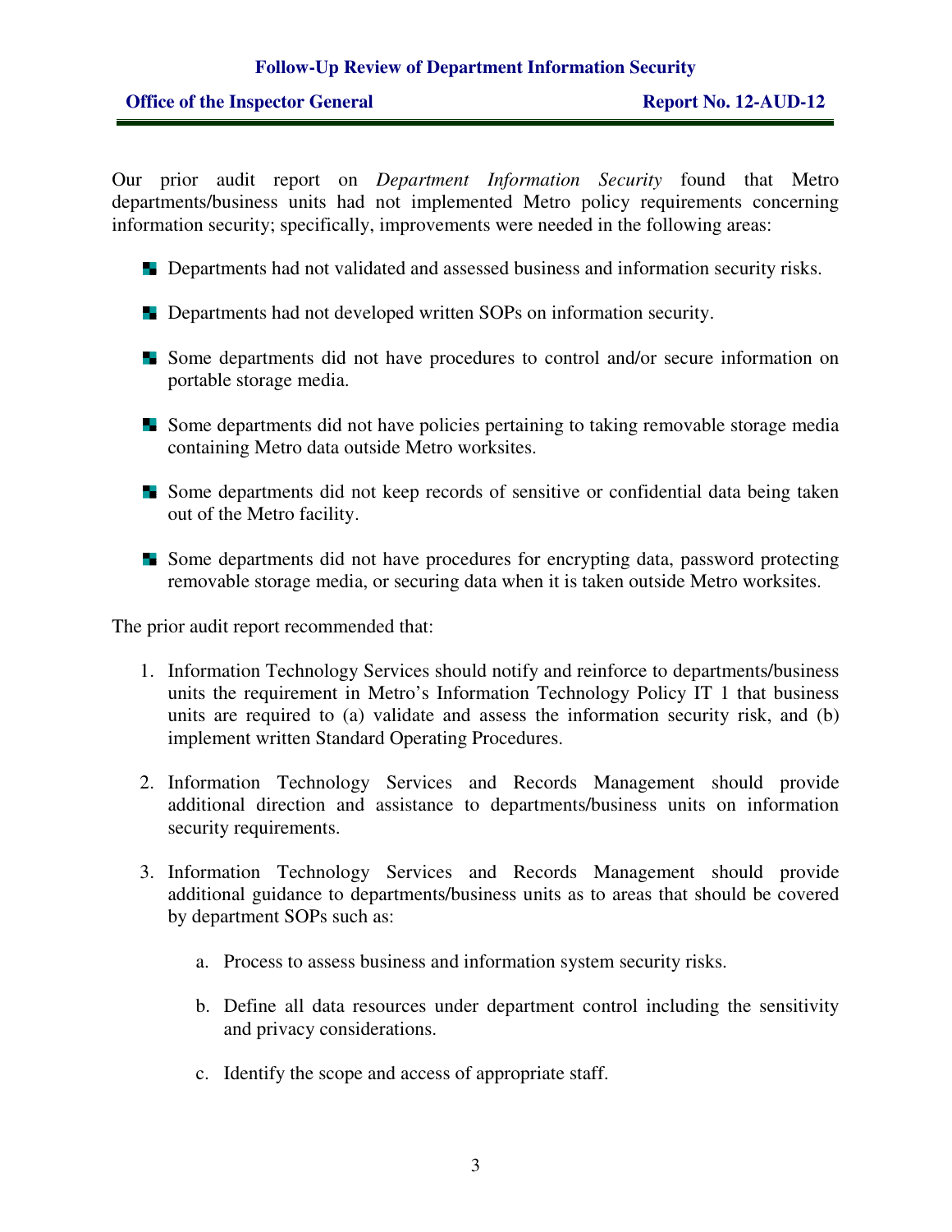Our prior audit report on *Department Information Security* found that Metro departments/business units had not implemented Metro policy requirements concerning information security; specifically, improvements were needed in the following areas:

- Departments had not validated and assessed business and information security risks.
- Departments had not developed written SOPs on information security.
- Some departments did not have procedures to control and/or secure information on portable storage media.
- Some departments did not have policies pertaining to taking removable storage media containing Metro data outside Metro worksites.
- Some departments did not keep records of sensitive or confidential data being taken out of the Metro facility.
- Some departments did not have procedures for encrypting data, password protecting removable storage media, or securing data when it is taken outside Metro worksites.

The prior audit report recommended that:

1. Information Technology Services should notify and reinforce to departments/business units the requirement in Metro's Information Technology Policy IT 1 that business units are required to (a) validate and assess the information security risk, and (b) implement written Standard Operating Procedures.
2. Information Technology Services and Records Management should provide additional direction and assistance to departments/business units on information security requirements.
3. Information Technology Services and Records Management should provide additional guidance to departments/business units as to areas that should be covered by department SOPs such as:
    a. Process to assess business and information system security risks.
    b. Define all data resources under department control including the sensitivity and privacy considerations.
    c. Identify the scope and access of appropriate staff.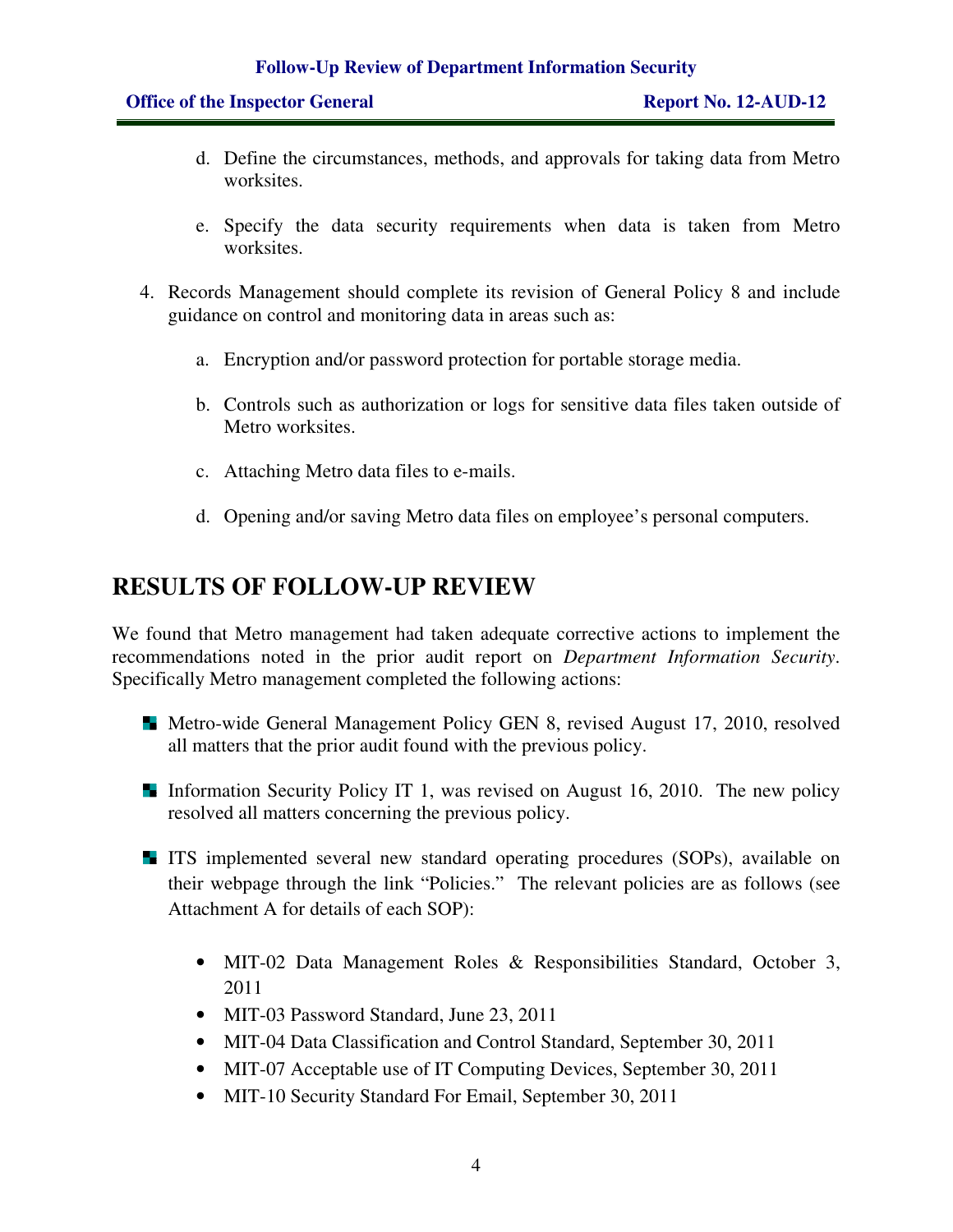d. Define the circumstances, methods, and approvals for taking data from Metro worksites.

   e. Specify the data security requirements when data is taken from Metro worksites.

4. Records Management should complete its revision of General Policy 8 and include guidance on control and monitoring data in areas such as:

   a. Encryption and/or password protection for portable storage media.

   b. Controls such as authorization or logs for sensitive data files taken outside of Metro worksites.

   c. Attaching Metro data files to e-mails.

   d. Opening and/or saving Metro data files on employee's personal computers.

## RESULTS OF FOLLOW-UP REVIEW

We found that Metro management had taken adequate corrective actions to implement the recommendations noted in the prior audit report on *Department Information Security*. Specifically Metro management completed the following actions:

- Metro-wide General Management Policy GEN 8, revised August 17, 2010, resolved all matters that the prior audit found with the previous policy.

- Information Security Policy IT 1, was revised on August 16, 2010. The new policy resolved all matters concerning the previous policy.

- ITS implemented several new standard operating procedures (SOPs), available on their webpage through the link "Policies." The relevant policies are as follows (see Attachment A for details of each SOP):

  - MIT-02 Data Management Roles & Responsibilities Standard, October 3, 2011
  - MIT-03 Password Standard, June 23, 2011
  - MIT-04 Data Classification and Control Standard, September 30, 2011
  - MIT-07 Acceptable use of IT Computing Devices, September 30, 2011
  - MIT-10 Security Standard For Email, September 30, 2011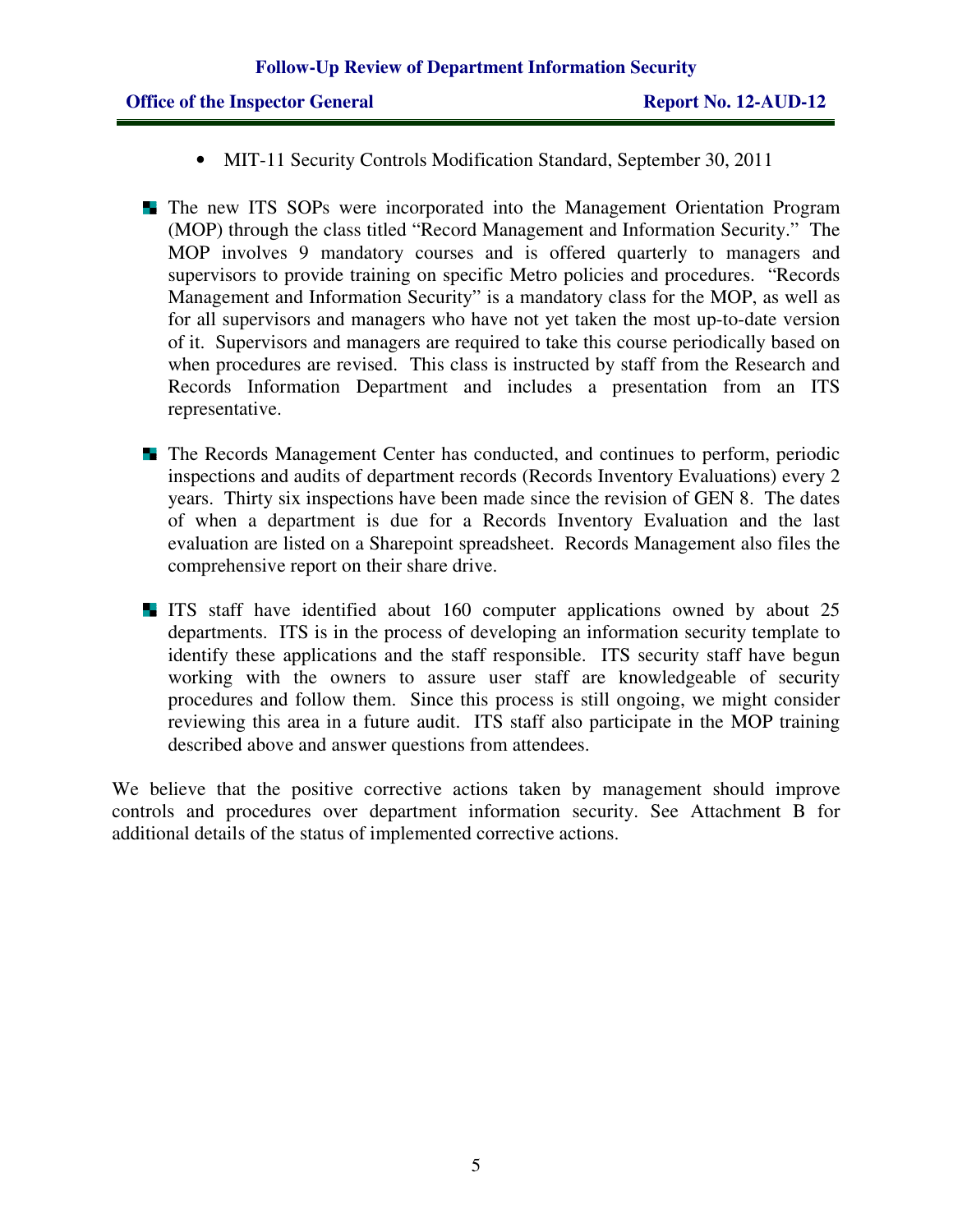- MIT-11 Security Controls Modification Standard, September 30, 2011

- The new ITS SOPs were incorporated into the Management Orientation Program (MOP) through the class titled "Record Management and Information Security." The MOP involves 9 mandatory courses and is offered quarterly to managers and supervisors to provide training on specific Metro policies and procedures. "Records Management and Information Security" is a mandatory class for the MOP, as well as for all supervisors and managers who have not yet taken the most up-to-date version of it. Supervisors and managers are required to take this course periodically based on when procedures are revised. This class is instructed by staff from the Research and Records Information Department and includes a presentation from an ITS representative.

- The Records Management Center has conducted, and continues to perform, periodic inspections and audits of department records (Records Inventory Evaluations) every 2 years. Thirty six inspections have been made since the revision of GEN 8. The dates of when a department is due for a Records Inventory Evaluation and the last evaluation are listed on a Sharepoint spreadsheet. Records Management also files the comprehensive report on their share drive.

- ITS staff have identified about 160 computer applications owned by about 25 departments. ITS is in the process of developing an information security template to identify these applications and the staff responsible. ITS security staff have begun working with the owners to assure user staff are knowledgeable of security procedures and follow them. Since this process is still ongoing, we might consider reviewing this area in a future audit. ITS staff also participate in the MOP training described above and answer questions from attendees.

We believe that the positive corrective actions taken by management should improve controls and procedures over department information security. See Attachment B for additional details of the status of implemented corrective actions.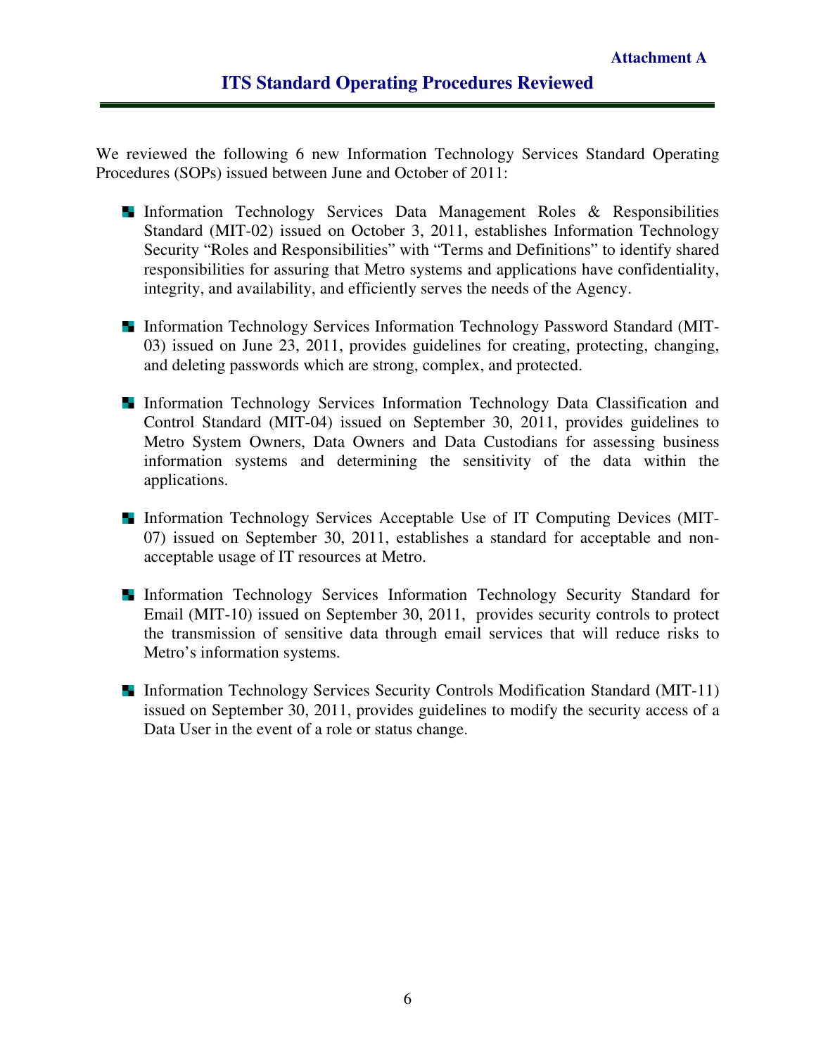**Attachment A**

## ITS Standard Operating Procedures Reviewed

We reviewed the following 6 new Information Technology Services Standard Operating Procedures (SOPs) issued between June and October of 2011:

- Information Technology Services Data Management Roles & Responsibilities Standard (MIT-02) issued on October 3, 2011, establishes Information Technology Security "Roles and Responsibilities" with "Terms and Definitions" to identify shared responsibilities for assuring that Metro systems and applications have confidentiality, integrity, and availability, and efficiently serves the needs of the Agency.

- Information Technology Services Information Technology Password Standard (MIT-03) issued on June 23, 2011, provides guidelines for creating, protecting, changing, and deleting passwords which are strong, complex, and protected.

- Information Technology Services Information Technology Data Classification and Control Standard (MIT-04) issued on September 30, 2011, provides guidelines to Metro System Owners, Data Owners and Data Custodians for assessing business information systems and determining the sensitivity of the data within the applications.

- Information Technology Services Acceptable Use of IT Computing Devices (MIT-07) issued on September 30, 2011, establishes a standard for acceptable and non-acceptable usage of IT resources at Metro.

- Information Technology Services Information Technology Security Standard for Email (MIT-10) issued on September 30, 2011, provides security controls to protect the transmission of sensitive data through email services that will reduce risks to Metro's information systems.

- Information Technology Services Security Controls Modification Standard (MIT-11) issued on September 30, 2011, provides guidelines to modify the security access of a Data User in the event of a role or status change.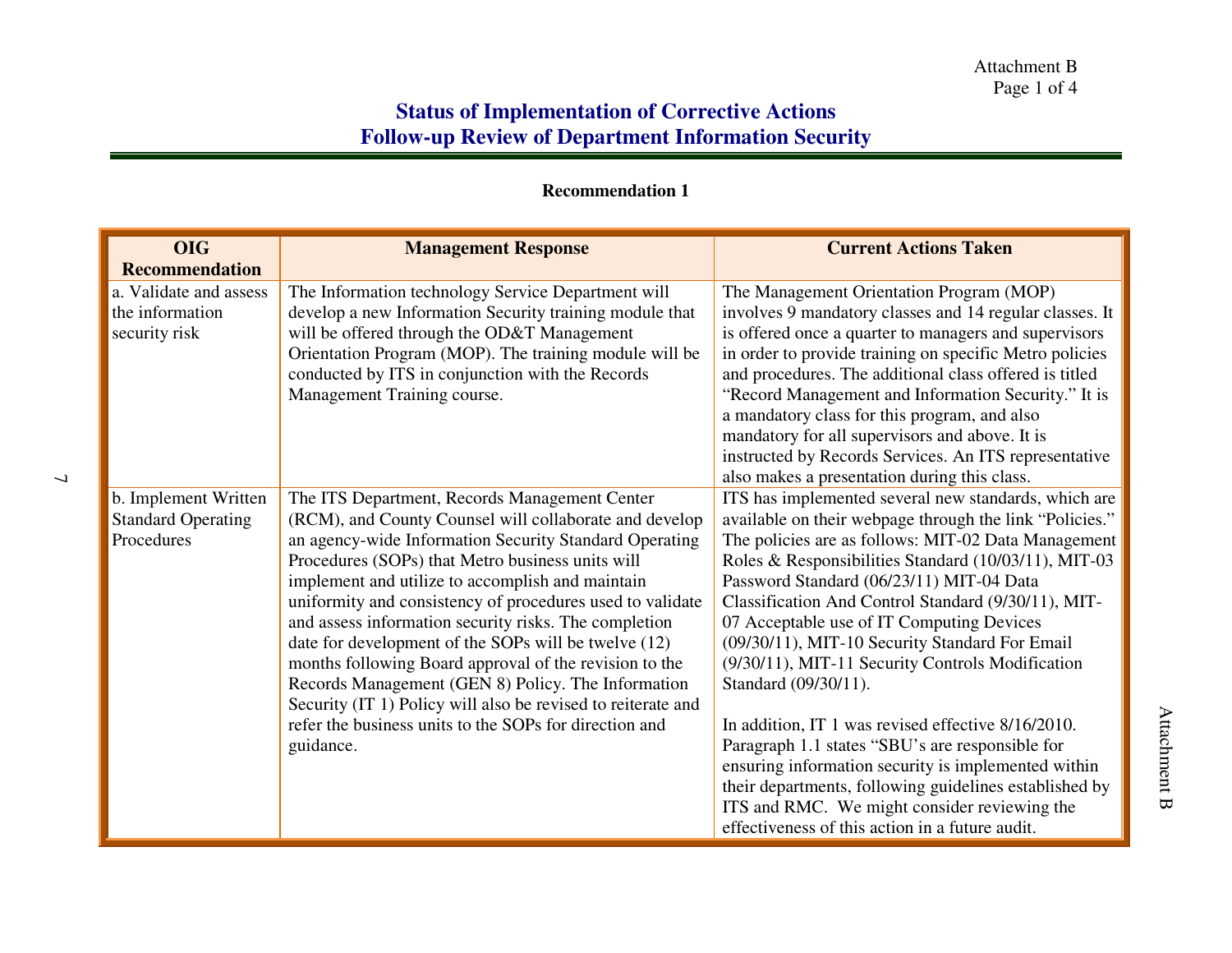Attachment B

## Status of Implementation of Corrective Actions
## Follow-up Review of Department Information Security

**Recommendation 1**

| OIG Recommendation | Management Response | Current Actions Taken |
|---|---|---|
| a. Validate and assess the information security risk | The Information technology Service Department will develop a new Information Security training module that will be offered through the OD&T Management Orientation Program (MOP). The training module will be conducted by ITS in conjunction with the Records Management Training course. | The Management Orientation Program (MOP) involves 9 mandatory classes and 14 regular classes. It is offered once a quarter to managers and supervisors in order to provide training on specific Metro policies and procedures. The additional class offered is titled "Record Management and Information Security." It is a mandatory class for this program, and also mandatory for all supervisors and above. It is instructed by Records Services. An ITS representative also makes a presentation during this class. |
| b. Implement Written Standard Operating Procedures | The ITS Department, Records Management Center (RCM), and County Counsel will collaborate and develop an agency-wide Information Security Standard Operating Procedures (SOPs) that Metro business units will implement and utilize to accomplish and maintain uniformity and consistency of procedures used to validate and assess information security risks. The completion date for development of the SOPs will be twelve (12) months following Board approval of the revision to the Records Management (GEN 8) Policy. The Information Security (IT 1) Policy will also be revised to reiterate and refer the business units to the SOPs for direction and guidance. | ITS has implemented several new standards, which are available on their webpage through the link "Policies." The policies are as follows: MIT-02 Data Management Roles & Responsibilities Standard (10/03/11), MIT-03 Password Standard (06/23/11) MIT-04 Data Classification And Control Standard (9/30/11), MIT-07 Acceptable use of IT Computing Devices (09/30/11), MIT-10 Security Standard For Email (9/30/11), MIT-11 Security Controls Modification Standard (09/30/11).<br><br>In addition, IT 1 was revised effective 8/16/2010. Paragraph 1.1 states "SBU's are responsible for ensuring information security is implemented within their departments, following guidelines established by ITS and RMC. We might consider reviewing the effectiveness of this action in a future audit. |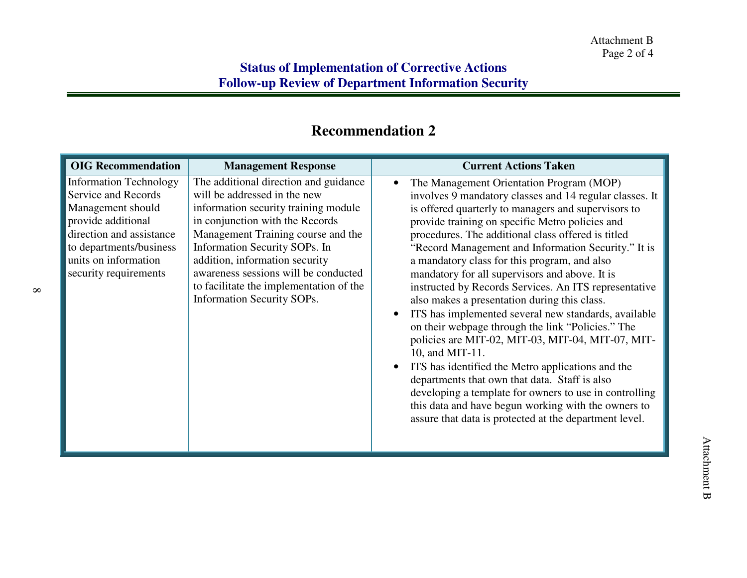## Status of Implementation of Corrective Actions
## Follow-up Review of Department Information Security

### Recommendation 2

| OIG Recommendation | Management Response | Current Actions Taken |
| --- | --- | --- |
| Information Technology Service and Records Management should provide additional direction and assistance to departments/business units on information security requirements | The additional direction and guidance will be addressed in the new information security training module in conjunction with the Records Management Training course and the Information Security SOPs. In addition, information security awareness sessions will be conducted to facilitate the implementation of the Information Security SOPs. | • The Management Orientation Program (MOP) involves 9 mandatory classes and 14 regular classes. It is offered quarterly to managers and supervisors to provide training on specific Metro policies and procedures. The additional class offered is titled "Record Management and Information Security." It is a mandatory class for this program, and also mandatory for all supervisors and above. It is instructed by Records Services. An ITS representative also makes a presentation during this class.<br>• ITS has implemented several new standards, available on their webpage through the link "Policies." The policies are MIT-02, MIT-03, MIT-04, MIT-07, MIT-10, and MIT-11.<br>• ITS has identified the Metro applications and the departments that own that data. Staff is also developing a template for owners to use in controlling this data and have begun working with the owners to assure that data is protected at the department level. |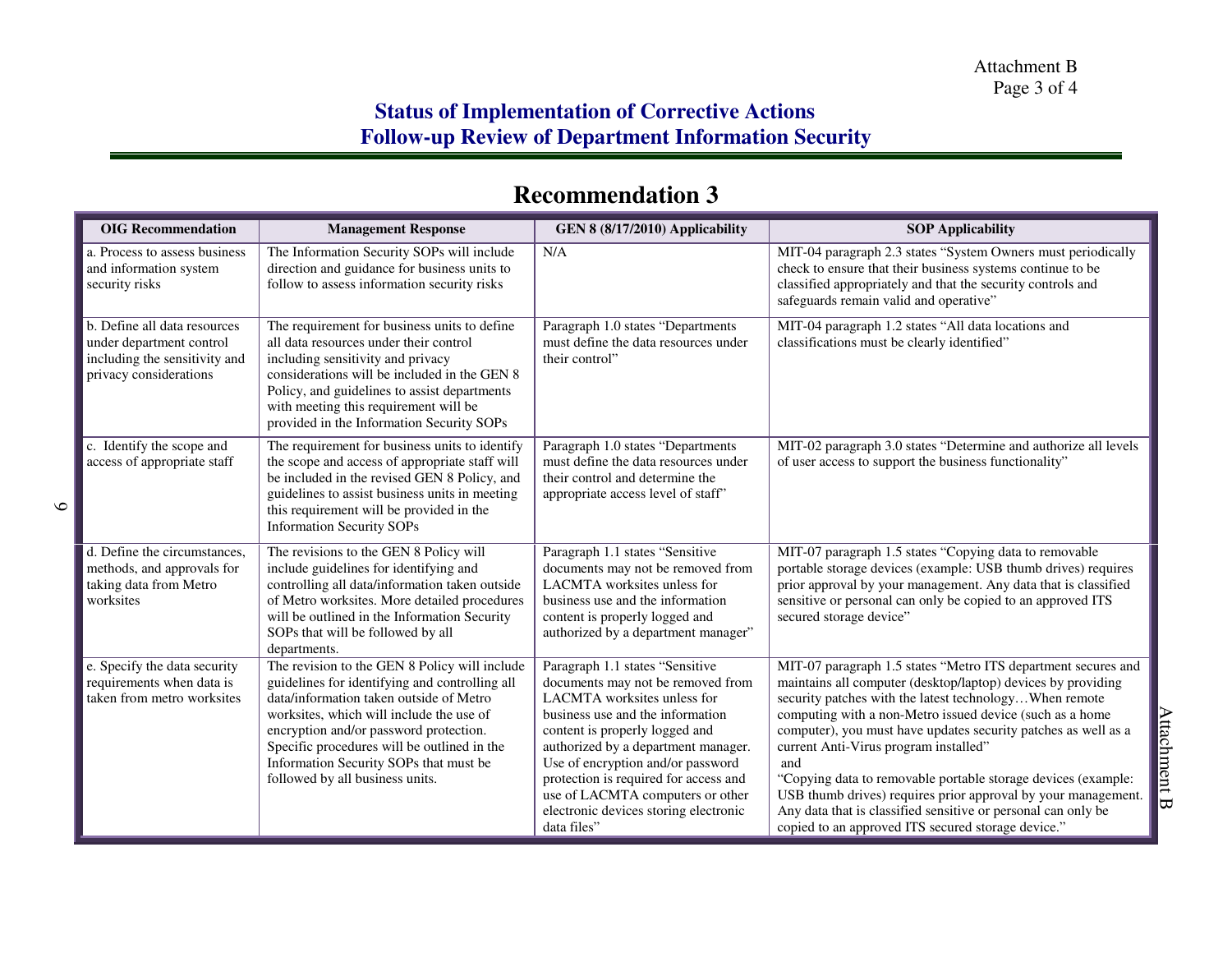## Status of Implementation of Corrective Actions
## Follow-up Review of Department Information Security

# Recommendation 3

| OIG Recommendation | Management Response | GEN 8 (8/17/2010) Applicability | SOP Applicability |
|---|---|---|---|
| a. Process to assess business and information system security risks | The Information Security SOPs will include direction and guidance for business units to follow to assess information security risks | N/A | MIT-04 paragraph 2.3 states "System Owners must periodically check to ensure that their business systems continue to be classified appropriately and that the security controls and safeguards remain valid and operative" |
| b. Define all data resources under department control including the sensitivity and privacy considerations | The requirement for business units to define all data resources under their control including sensitivity and privacy considerations will be included in the GEN 8 Policy, and guidelines to assist departments with meeting this requirement will be provided in the Information Security SOPs | Paragraph 1.0 states "Departments must define the data resources under their control" | MIT-04 paragraph 1.2 states "All data locations and classifications must be clearly identified" |
| c. Identify the scope and access of appropriate staff | The requirement for business units to identify the scope and access of appropriate staff will be included in the revised GEN 8 Policy, and guidelines to assist business units in meeting this requirement will be provided in the Information Security SOPs | Paragraph 1.0 states "Departments must define the data resources under their control and determine the appropriate access level of staff" | MIT-02 paragraph 3.0 states "Determine and authorize all levels of user access to support the business functionality" |
| d. Define the circumstances, methods, and approvals for taking data from Metro worksites | The revisions to the GEN 8 Policy will include guidelines for identifying and controlling all data/information taken outside of Metro worksites. More detailed procedures will be outlined in the Information Security SOPs that will be followed by all departments. | Paragraph 1.1 states "Sensitive documents may not be removed from LACMTA worksites unless for business use and the information content is properly logged and authorized by a department manager" | MIT-07 paragraph 1.5 states "Copying data to removable portable storage devices (example: USB thumb drives) requires prior approval by your management. Any data that is classified sensitive or personal can only be copied to an approved ITS secured storage device" |
| e. Specify the data security requirements when data is taken from metro worksites | The revision to the GEN 8 Policy will include guidelines for identifying and controlling all data/information taken outside of Metro worksites, which will include the use of encryption and/or password protection. Specific procedures will be outlined in the Information Security SOPs that must be followed by all business units. | Paragraph 1.1 states "Sensitive documents may not be removed from LACMTA worksites unless for business use and the information content is properly logged and authorized by a department manager. Use of encryption and/or password protection is required for access and use of LACMTA computers or other electronic devices storing electronic data files" | MIT-07 paragraph 1.5 states "Metro ITS department secures and maintains all computer (desktop/laptop) devices by providing security patches with the latest technology…When remote computing with a non-Metro issued device (such as a home computer), you must have updates security patches as well as a current Anti-Virus program installed" and "Copying data to removable portable storage devices (example: USB thumb drives) requires prior approval by your management. Any data that is classified sensitive or personal can only be copied to an approved ITS secured storage device." |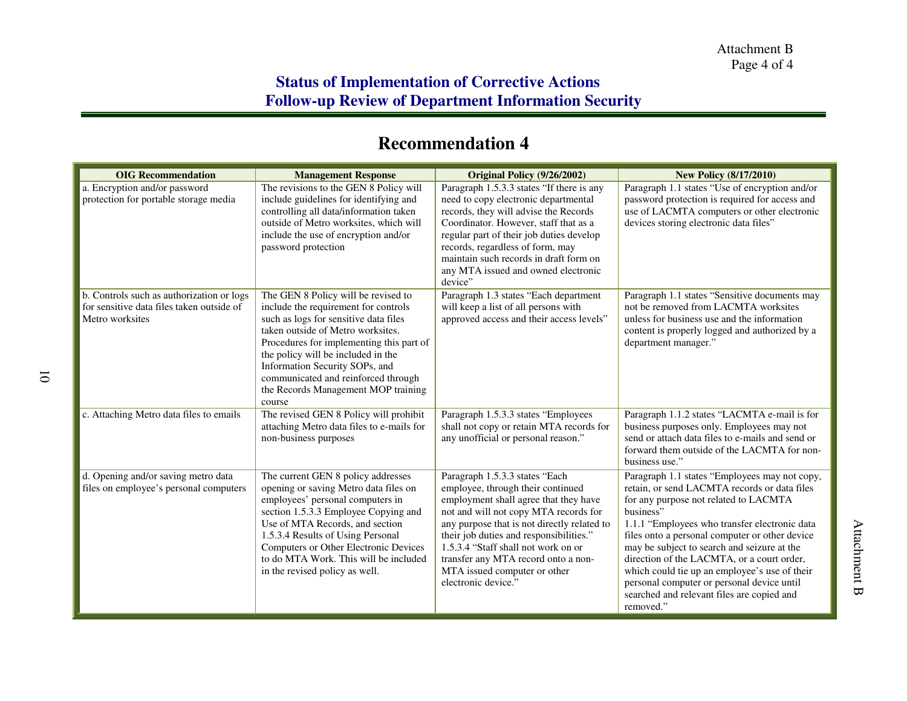## Status of Implementation of Corrective Actions
## Follow-up Review of Department Information Security

# Recommendation 4

| OIG Recommendation | Management Response | Original Policy (9/26/2002) | New Policy (8/17/2010) |
|---|---|---|---|
| a. Encryption and/or password protection for portable storage media | The revisions to the GEN 8 Policy will include guidelines for identifying and controlling all data/information taken outside of Metro worksites, which will include the use of encryption and/or password protection | Paragraph 1.5.3.3 states "If there is any need to copy electronic departmental records, they will advise the Records Coordinator. However, staff that as a regular part of their job duties develop records, regardless of form, may maintain such records in draft form on any MTA issued and owned electronic device" | Paragraph 1.1 states "Use of encryption and/or password protection is required for access and use of LACMTA computers or other electronic devices storing electronic data files" |
| b. Controls such as authorization or logs for sensitive data files taken outside of Metro worksites | The GEN 8 Policy will be revised to include the requirement for controls such as logs for sensitive data files taken outside of Metro worksites. Procedures for implementing this part of the policy will be included in the Information Security SOPs, and communicated and reinforced through the Records Management MOP training course | Paragraph 1.3 states "Each department will keep a list of all persons with approved access and their access levels" | Paragraph 1.1 states "Sensitive documents may not be removed from LACMTA worksites unless for business use and the information content is properly logged and authorized by a department manager." |
| c. Attaching Metro data files to emails | The revised GEN 8 Policy will prohibit attaching Metro data files to e-mails for non-business purposes | Paragraph 1.5.3.3 states "Employees shall not copy or retain MTA records for any unofficial or personal reason." | Paragraph 1.1.2 states "LACMTA e-mail is for business purposes only. Employees may not send or attach data files to e-mails and send or forward them outside of the LACMTA for non-business use." |
| d. Opening and/or saving metro data files on employee's personal computers | The current GEN 8 policy addresses opening or saving Metro data files on employees' personal computers in section 1.5.3.3 Employee Copying and Use of MTA Records, and section 1.5.3.4 Results of Using Personal Computers or Other Electronic Devices to do MTA Work. This will be included in the revised policy as well. | Paragraph 1.5.3.3 states "Each employee, through their continued employment shall agree that they have not and will not copy MTA records for any purpose that is not directly related to their job duties and responsibilities." 1.5.3.4 "Staff shall not work on or transfer any MTA record onto a non-MTA issued computer or other electronic device." | Paragraph 1.1 states "Employees may not copy, retain, or send LACMTA records or data files for any purpose not related to LACMTA business" 1.1.1 "Employees who transfer electronic data files onto a personal computer or other device may be subject to search and seizure at the direction of the LACMTA, or a court order, which could tie up an employee's use of their personal computer or personal device until searched and relevant files are copied and removed." |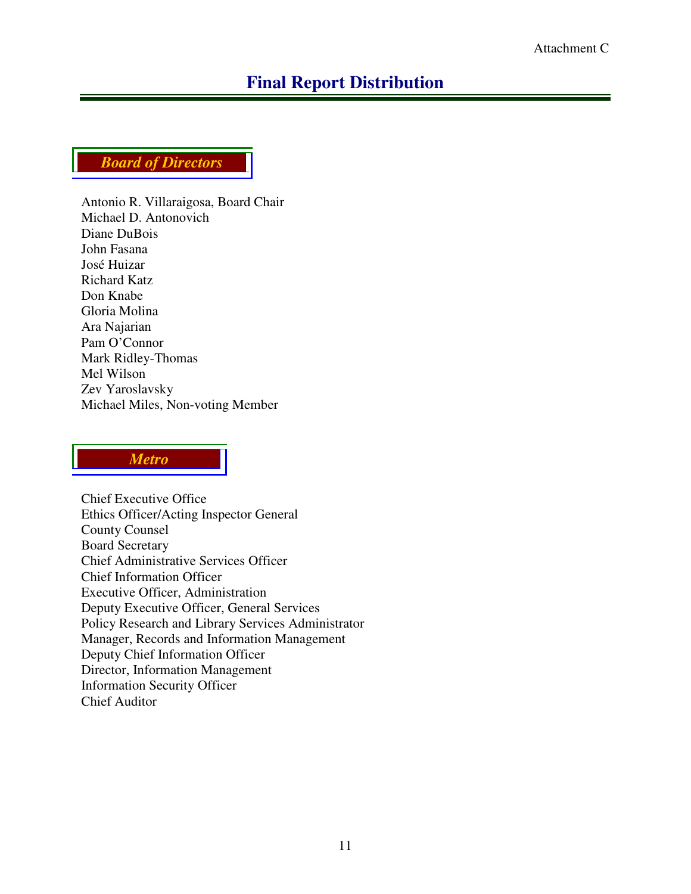Attachment C

# Final Report Distribution

## *Board of Directors*

Antonio R. Villaraigosa, Board Chair
Michael D. Antonovich
Diane DuBois
John Fasana
José Huizar
Richard Katz
Don Knabe
Gloria Molina
Ara Najarian
Pam O'Connor
Mark Ridley-Thomas
Mel Wilson
Zev Yaroslavsky
Michael Miles, Non-voting Member

## *Metro*

Chief Executive Office
Ethics Officer/Acting Inspector General
County Counsel
Board Secretary
Chief Administrative Services Officer
Chief Information Officer
Executive Officer, Administration
Deputy Executive Officer, General Services
Policy Research and Library Services Administrator
Manager, Records and Information Management
Deputy Chief Information Officer
Director, Information Management
Information Security Officer
Chief Auditor